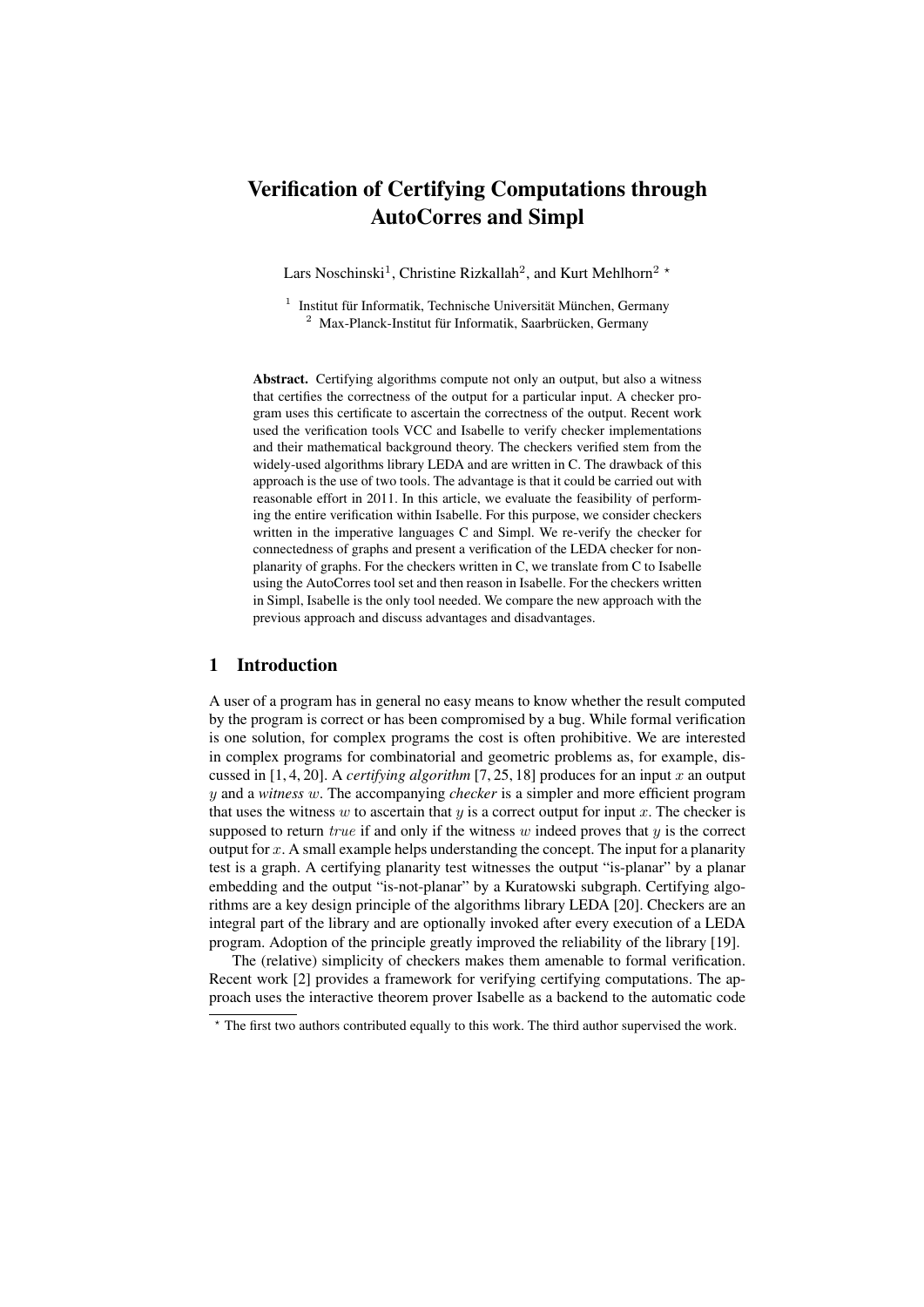# Verification of Certifying Computations through AutoCorres and Simpl

Lars Noschinski[1], Christine Rizkallah[2], and Kurt Mehlhorn[2] *

[1] Institut für Informatik, Technische Universität München, Germany
[2] Max-Planck-Institut für Informatik, Saarbrücken, Germany

**Abstract.** Certifying algorithms compute not only an output, but also a witness that certifies the correctness of the output for a particular input. A checker program uses this certificate to ascertain the correctness of the output. Recent work used the verification tools VCC and Isabelle to verify checker implementations and their mathematical background theory. The checkers verified stem from the widely-used algorithms library LEDA and are written in C. The drawback of this approach is the use of two tools. The advantage is that it could be carried out with reasonable effort in 2011. In this article, we evaluate the feasibility of performing the entire verification within Isabelle. For this purpose, we consider checkers written in the imperative languages C and Simpl. We re-verify the checker for connectedness of graphs and present a verification of the LEDA checker for non-planarity of graphs. For the checkers written in C, we translate from C to Isabelle using the AutoCorres tool set and then reason in Isabelle. For the checkers written in Simpl, Isabelle is the only tool needed. We compare the new approach with the previous approach and discuss advantages and disadvantages.

## 1 Introduction

A user of a program has in general no easy means to know whether the result computed by the program is correct or has been compromised by a bug. While formal verification is one solution, for complex programs the cost is often prohibitive. We are interested in complex programs for combinatorial and geometric problems as, for example, discussed in [1, 4, 20]. A *certifying algorithm* [7, 25, 18] produces for an input $x$ an output $y$ and a *witness* $w$. The accompanying *checker* is a simpler and more efficient program that uses the witness $w$ to ascertain that $y$ is a correct output for input $x$. The checker is supposed to return $true$ if and only if the witness $w$ indeed proves that $y$ is the correct output for $x$. A small example helps understanding the concept. The input for a planarity test is a graph. A certifying planarity test witnesses the output "is-planar" by a planar embedding and the output "is-not-planar" by a Kuratowski subgraph. Certifying algorithms are a key design principle of the algorithms library LEDA [20]. Checkers are an integral part of the library and are optionally invoked after every execution of a LEDA program. Adoption of the principle greatly improved the reliability of the library [19].

The (relative) simplicity of checkers makes them amenable to formal verification. Recent work [2] provides a framework for verifying certifying computations. The approach uses the interactive theorem prover Isabelle as a backend to the automatic code

* The first two authors contributed equally to this work. The third author supervised the work.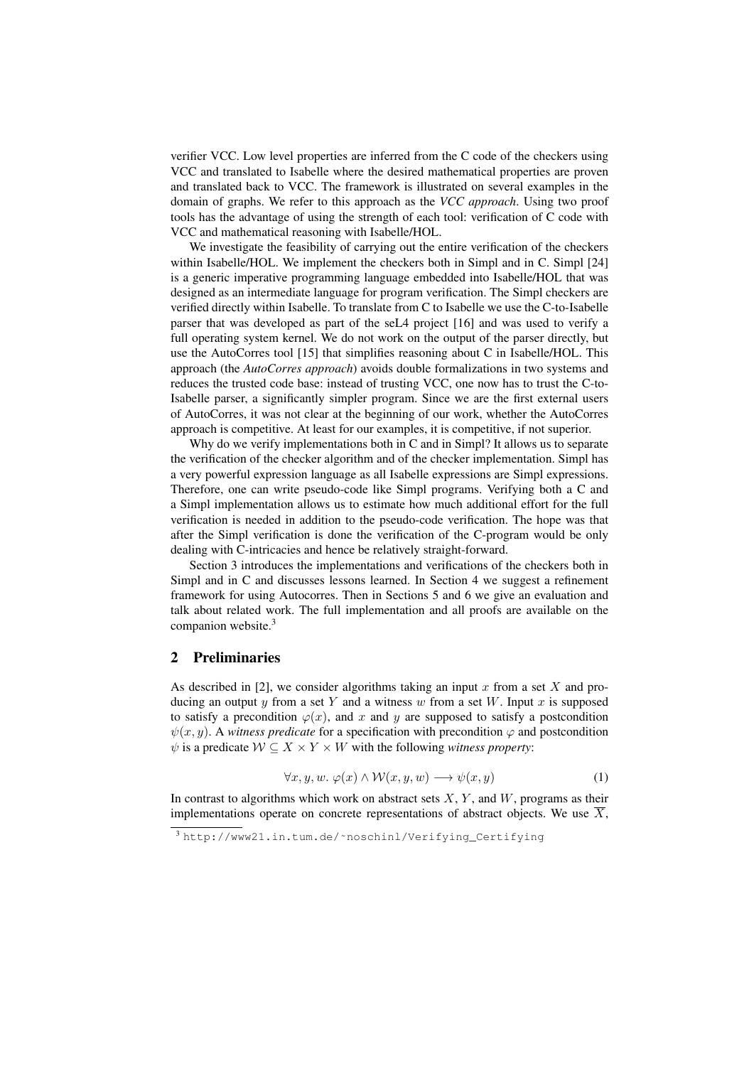verifier VCC. Low level properties are inferred from the C code of the checkers using VCC and translated to Isabelle where the desired mathematical properties are proven and translated back to VCC. The framework is illustrated on several examples in the domain of graphs. We refer to this approach as the *VCC approach*. Using two proof tools has the advantage of using the strength of each tool: verification of C code with VCC and mathematical reasoning with Isabelle/HOL.

We investigate the feasibility of carrying out the entire verification of the checkers within Isabelle/HOL. We implement the checkers both in Simpl and in C. Simpl [24] is a generic imperative programming language embedded into Isabelle/HOL that was designed as an intermediate language for program verification. The Simpl checkers are verified directly within Isabelle. To translate from C to Isabelle we use the C-to-Isabelle parser that was developed as part of the seL4 project [16] and was used to verify a full operating system kernel. We do not work on the output of the parser directly, but use the AutoCorres tool [15] that simplifies reasoning about C in Isabelle/HOL. This approach (the *AutoCorres approach*) avoids double formalizations in two systems and reduces the trusted code base: instead of trusting VCC, one now has to trust the C-to-Isabelle parser, a significantly simpler program. Since we are the first external users of AutoCorres, it was not clear at the beginning of our work, whether the AutoCorres approach is competitive. At least for our examples, it is competitive, if not superior.

Why do we verify implementations both in C and in Simpl? It allows us to separate the verification of the checker algorithm and of the checker implementation. Simpl has a very powerful expression language as all Isabelle expressions are Simpl expressions. Therefore, one can write pseudo-code like Simpl programs. Verifying both a C and a Simpl implementation allows us to estimate how much additional effort for the full verification is needed in addition to the pseudo-code verification. The hope was that after the Simpl verification is done the verification of the C-program would be only dealing with C-intricacies and hence be relatively straight-forward.

Section 3 introduces the implementations and verifications of the checkers both in Simpl and in C and discusses lessons learned. In Section 4 we suggest a refinement framework for using Autocorres. Then in Sections 5 and 6 we give an evaluation and talk about related work. The full implementation and all proofs are available on the companion website.[3]

## 2 Preliminaries

As described in [2], we consider algorithms taking an input $x$ from a set $X$ and producing an output $y$ from a set $Y$ and a witness $w$ from a set $W$. Input $x$ is supposed to satisfy a precondition $\varphi(x)$, and $x$ and $y$ are supposed to satisfy a postcondition $\psi(x, y)$. A *witness predicate* for a specification with precondition $\varphi$ and postcondition $\psi$ is a predicate $\mathcal{W} \subseteq X \times Y \times W$ with the following *witness property*:

$$\forall x, y, w.\ \varphi(x) \wedge \mathcal{W}(x, y, w) \longrightarrow \psi(x, y) \tag{1}$$

In contrast to algorithms which work on abstract sets $X$, $Y$, and $W$, programs as their implementations operate on concrete representations of abstract objects. We use $\overline{X}$,

[3] http://www21.in.tum.de/~noschinl/Verifying_Certifying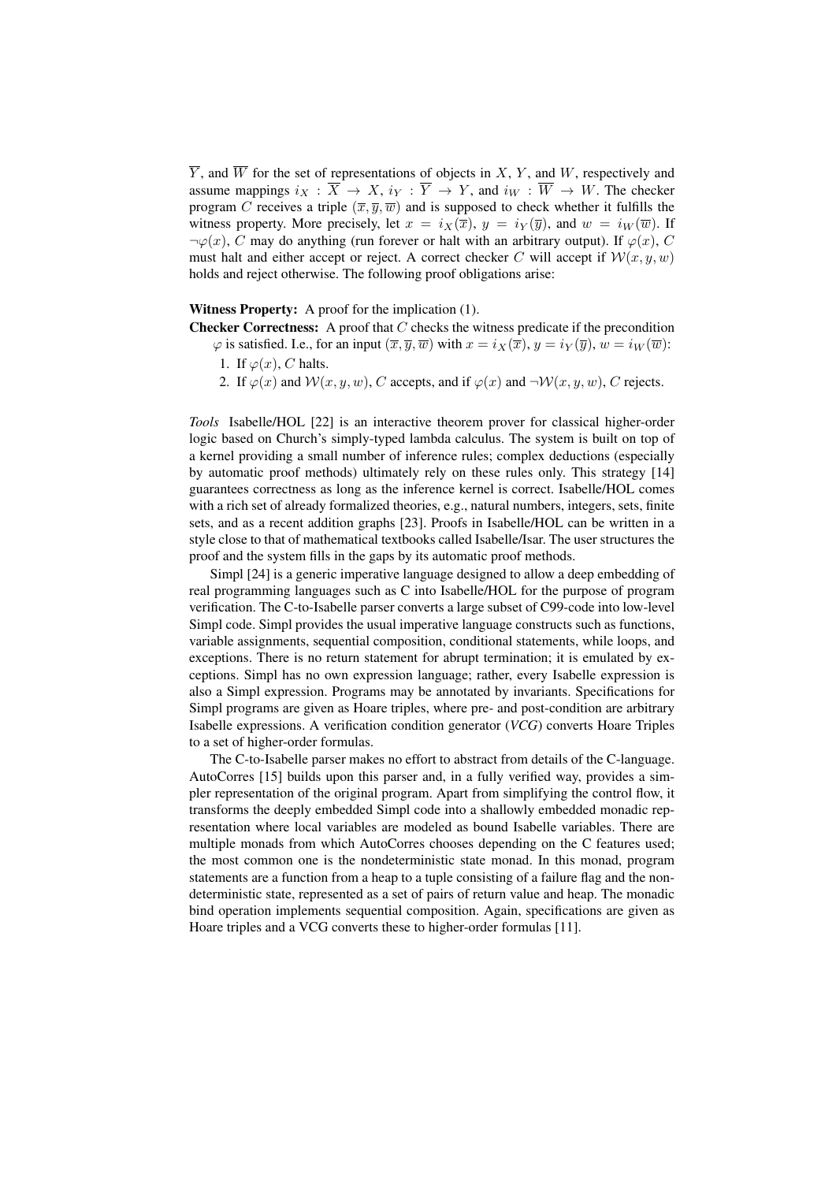$\overline{Y}$, and $\overline{W}$ for the set of representations of objects in $X$, $Y$, and $W$, respectively and assume mappings $i_X : \overline{X} \to X$, $i_Y : \overline{Y} \to Y$, and $i_W : \overline{W} \to W$. The checker program $C$ receives a triple $(\overline{x}, \overline{y}, \overline{w})$ and is supposed to check whether it fulfills the witness property. More precisely, let $x = i_X(\overline{x})$, $y = i_Y(\overline{y})$, and $w = i_W(\overline{w})$. If $\neg\varphi(x)$, $C$ may do anything (run forever or halt with an arbitrary output). If $\varphi(x)$, $C$ must halt and either accept or reject. A correct checker $C$ will accept if $\mathcal{W}(x, y, w)$ holds and reject otherwise. The following proof obligations arise:

**Witness Property:** A proof for the implication (1).

**Checker Correctness:** A proof that $C$ checks the witness predicate if the precondition $\varphi$ is satisfied. I.e., for an input $(\overline{x}, \overline{y}, \overline{w})$ with $x = i_X(\overline{x})$, $y = i_Y(\overline{y})$, $w = i_W(\overline{w})$:

1. If $\varphi(x)$, $C$ halts.
2. If $\varphi(x)$ and $\mathcal{W}(x, y, w)$, $C$ accepts, and if $\varphi(x)$ and $\neg\mathcal{W}(x, y, w)$, $C$ rejects.

*Tools* Isabelle/HOL [22] is an interactive theorem prover for classical higher-order logic based on Church's simply-typed lambda calculus. The system is built on top of a kernel providing a small number of inference rules; complex deductions (especially by automatic proof methods) ultimately rely on these rules only. This strategy [14] guarantees correctness as long as the inference kernel is correct. Isabelle/HOL comes with a rich set of already formalized theories, e.g., natural numbers, integers, sets, finite sets, and as a recent addition graphs [23]. Proofs in Isabelle/HOL can be written in a style close to that of mathematical textbooks called Isabelle/Isar. The user structures the proof and the system fills in the gaps by its automatic proof methods.

Simpl [24] is a generic imperative language designed to allow a deep embedding of real programming languages such as C into Isabelle/HOL for the purpose of program verification. The C-to-Isabelle parser converts a large subset of C99-code into low-level Simpl code. Simpl provides the usual imperative language constructs such as functions, variable assignments, sequential composition, conditional statements, while loops, and exceptions. There is no return statement for abrupt termination; it is emulated by exceptions. Simpl has no own expression language; rather, every Isabelle expression is also a Simpl expression. Programs may be annotated by invariants. Specifications for Simpl programs are given as Hoare triples, where pre- and post-condition are arbitrary Isabelle expressions. A verification condition generator (*VCG*) converts Hoare Triples to a set of higher-order formulas.

The C-to-Isabelle parser makes no effort to abstract from details of the C-language. AutoCorres [15] builds upon this parser and, in a fully verified way, provides a simpler representation of the original program. Apart from simplifying the control flow, it transforms the deeply embedded Simpl code into a shallowly embedded monadic representation where local variables are modeled as bound Isabelle variables. There are multiple monads from which AutoCorres chooses depending on the C features used; the most common one is the nondeterministic state monad. In this monad, program statements are a function from a heap to a tuple consisting of a failure flag and the nondeterministic state, represented as a set of pairs of return value and heap. The monadic bind operation implements sequential composition. Again, specifications are given as Hoare triples and a VCG converts these to higher-order formulas [11].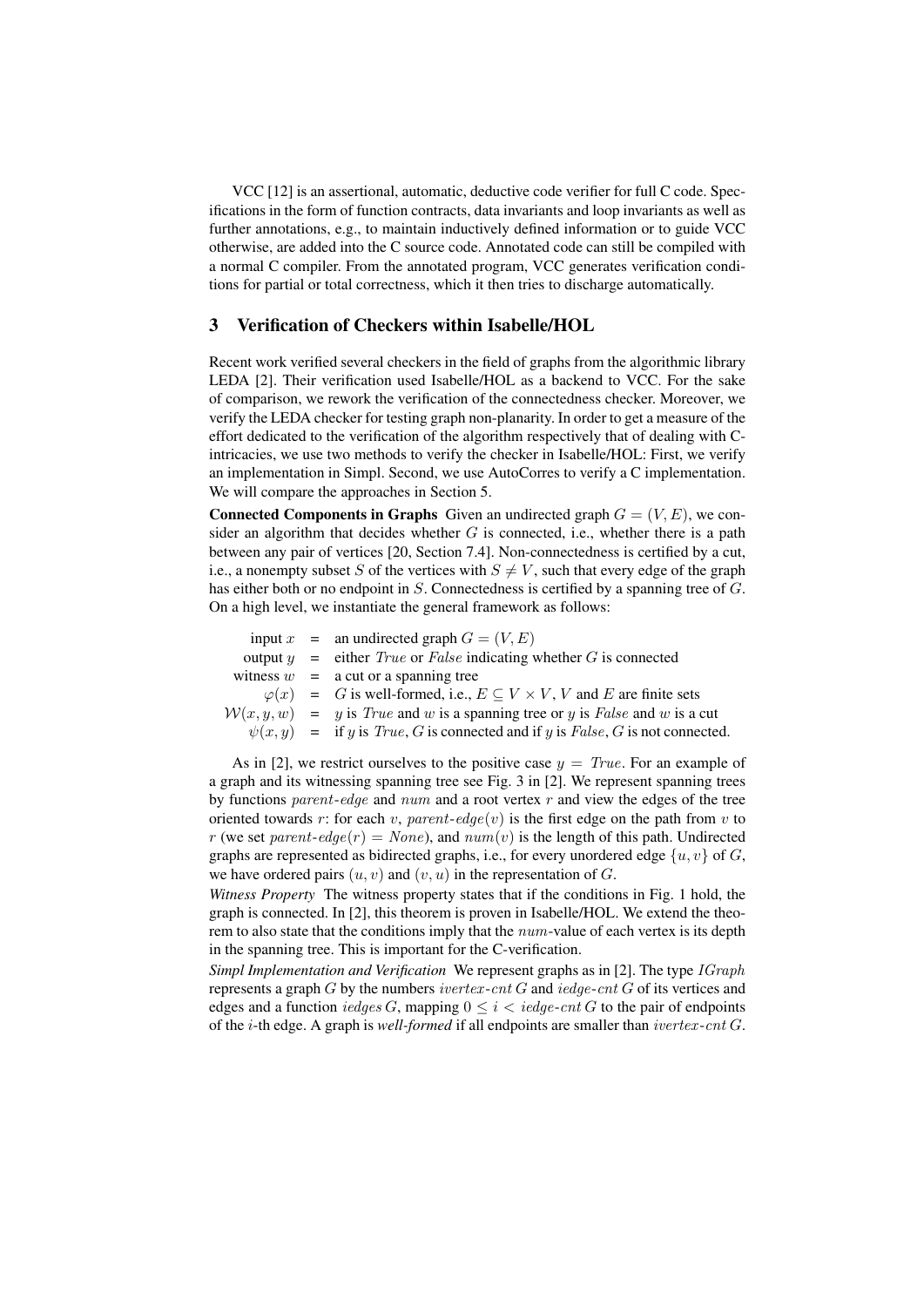VCC [12] is an assertional, automatic, deductive code verifier for full C code. Specifications in the form of function contracts, data invariants and loop invariants as well as further annotations, e.g., to maintain inductively defined information or to guide VCC otherwise, are added into the C source code. Annotated code can still be compiled with a normal C compiler. From the annotated program, VCC generates verification conditions for partial or total correctness, which it then tries to discharge automatically.

## 3 Verification of Checkers within Isabelle/HOL

Recent work verified several checkers in the field of graphs from the algorithmic library LEDA [2]. Their verification used Isabelle/HOL as a backend to VCC. For the sake of comparison, we rework the verification of the connectedness checker. Moreover, we verify the LEDA checker for testing graph non-planarity. In order to get a measure of the effort dedicated to the verification of the algorithm respectively that of dealing with C-intricacies, we use two methods to verify the checker in Isabelle/HOL: First, we verify an implementation in Simpl. Second, we use AutoCorres to verify a C implementation. We will compare the approaches in Section 5.

**Connected Components in Graphs** Given an undirected graph $G = (V, E)$, we consider an algorithm that decides whether $G$ is connected, i.e., whether there is a path between any pair of vertices [20, Section 7.4]. Non-connectedness is certified by a cut, i.e., a nonempty subset $S$ of the vertices with $S \neq V$, such that every edge of the graph has either both or no endpoint in $S$. Connectedness is certified by a spanning tree of $G$. On a high level, we instantiate the general framework as follows:

$$
\begin{aligned}
\text{input } x &= \text{ an undirected graph } G = (V, E) \\
\text{output } y &= \text{ either } \mathit{True} \text{ or } \mathit{False} \text{ indicating whether } G \text{ is connected} \\
\text{witness } w &= \text{ a cut or a spanning tree} \\
\varphi(x) &= G \text{ is well-formed, i.e., } E \subseteq V \times V,\ V \text{ and } E \text{ are finite sets} \\
\mathcal{W}(x, y, w) &= y \text{ is } \mathit{True} \text{ and } w \text{ is a spanning tree or } y \text{ is } \mathit{False} \text{ and } w \text{ is a cut} \\
\psi(x, y) &= \text{ if } y \text{ is } \mathit{True}, G \text{ is connected and if } y \text{ is } \mathit{False}, G \text{ is not connected.}
\end{aligned}
$$

As in [2], we restrict ourselves to the positive case $y = \mathit{True}$. For an example of a graph and its witnessing spanning tree see Fig. 3 in [2]. We represent spanning trees by functions $\mathit{parent\text{-}edge}$ and $\mathit{num}$ and a root vertex $r$ and view the edges of the tree oriented towards $r$: for each $v$, $\mathit{parent\text{-}edge}(v)$ is the first edge on the path from $v$ to $r$ (we set $\mathit{parent\text{-}edge}(r) = \mathit{None}$), and $\mathit{num}(v)$ is the length of this path. Undirected graphs are represented as bidirected graphs, i.e., for every unordered edge $\{u, v\}$ of $G$, we have ordered pairs $(u, v)$ and $(v, u)$ in the representation of $G$.

*Witness Property* The witness property states that if the conditions in Fig. 1 hold, the graph is connected. In [2], this theorem is proven in Isabelle/HOL. We extend the theorem to also state that the conditions imply that the $\mathit{num}$-value of each vertex is its depth in the spanning tree. This is important for the C-verification.

*Simpl Implementation and Verification* We represent graphs as in [2]. The type $\mathit{IGraph}$ represents a graph $G$ by the numbers $\mathit{ivertex\text{-}cnt}\ G$ and $\mathit{iedge\text{-}cnt}\ G$ of its vertices and edges and a function $\mathit{iedges}\ G$, mapping $0 \leq i < \mathit{iedge\text{-}cnt}\ G$ to the pair of endpoints of the $i$-th edge. A graph is *well-formed* if all endpoints are smaller than $\mathit{ivertex\text{-}cnt}\ G$.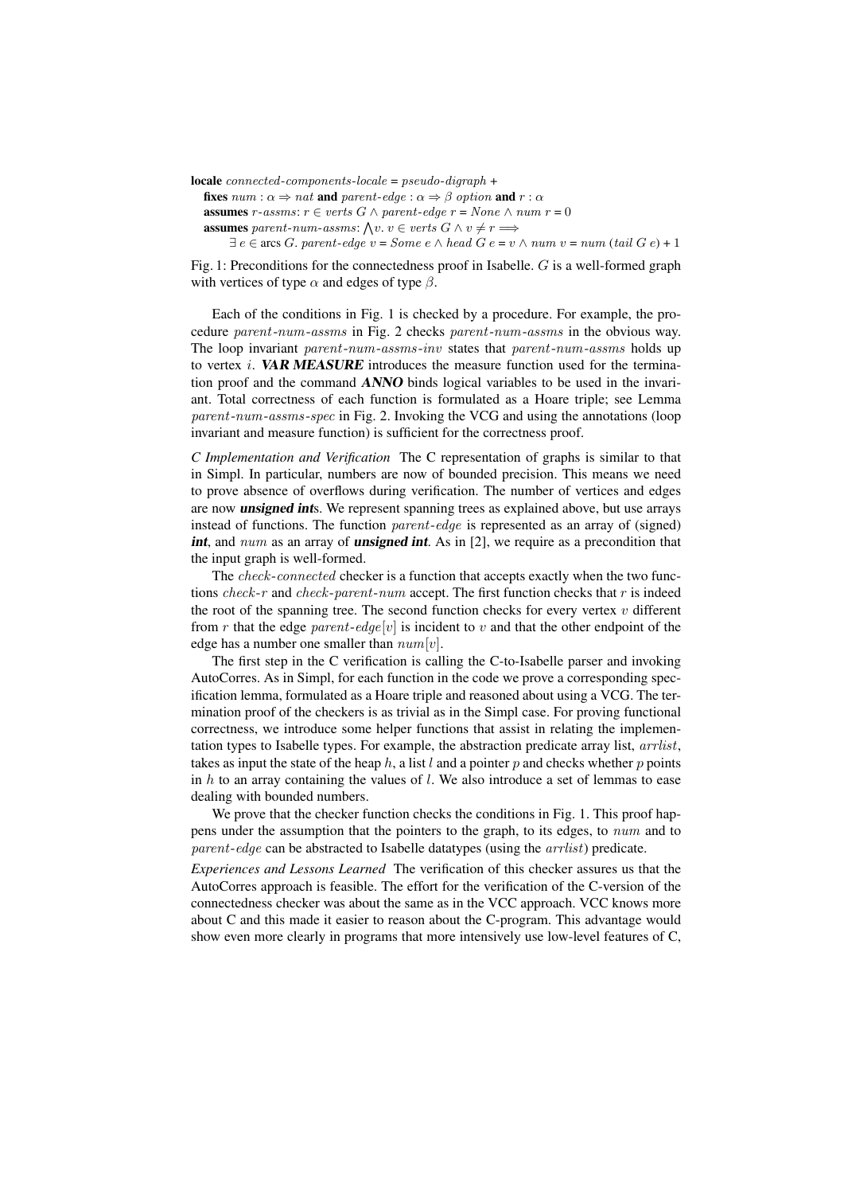**locale** *connected-components-locale* = *pseudo-digraph* +
  **fixes** $num : \alpha \Rightarrow nat$ **and** $parent\text{-}edge : \alpha \Rightarrow \beta\ option$ **and** $r : \alpha$
  **assumes** *r-assms*: $r \in verts\ G \wedge parent\text{-}edge\ r = None \wedge num\ r = 0$
  **assumes** *parent-num-assms*: $\bigwedge v.\ v \in verts\ G \wedge v \neq r \Longrightarrow$
    $\exists\, e \in \text{arcs}\ G.\ parent\text{-}edge\ v = Some\ e \wedge head\ G\ e = v \wedge num\ v = num\ (tail\ G\ e) + 1$

Fig. 1: Preconditions for the connectedness proof in Isabelle. $G$ is a well-formed graph with vertices of type $\alpha$ and edges of type $\beta$.

Each of the conditions in Fig. 1 is checked by a procedure. For example, the procedure *parent-num-assms* in Fig. 2 checks *parent-num-assms* in the obvious way. The loop invariant *parent-num-assms-inv* states that *parent-num-assms* holds up to vertex $i$. ***VAR MEASURE*** introduces the measure function used for the termination proof and the command ***ANNO*** binds logical variables to be used in the invariant. Total correctness of each function is formulated as a Hoare triple; see Lemma *parent-num-assms-spec* in Fig. 2. Invoking the VCG and using the annotations (loop invariant and measure function) is sufficient for the correctness proof.

*C Implementation and Verification* The C representation of graphs is similar to that in Simpl. In particular, numbers are now of bounded precision. This means we need to prove absence of overflows during verification. The number of vertices and edges are now ***unsigned int***s. We represent spanning trees as explained above, but use arrays instead of functions. The function *parent-edge* is represented as an array of (signed) ***int***, and *num* as an array of ***unsigned int***. As in [2], we require as a precondition that the input graph is well-formed.

The *check-connected* checker is a function that accepts exactly when the two functions *check-r* and *check-parent-num* accept. The first function checks that $r$ is indeed the root of the spanning tree. The second function checks for every vertex $v$ different from $r$ that the edge $parent\text{-}edge[v]$ is incident to $v$ and that the other endpoint of the edge has a number one smaller than $num[v]$.

The first step in the C verification is calling the C-to-Isabelle parser and invoking AutoCorres. As in Simpl, for each function in the code we prove a corresponding specification lemma, formulated as a Hoare triple and reasoned about using a VCG. The termination proof of the checkers is as trivial as in the Simpl case. For proving functional correctness, we introduce some helper functions that assist in relating the implementation types to Isabelle types. For example, the abstraction predicate array list, *arrlist*, takes as input the state of the heap $h$, a list $l$ and a pointer $p$ and checks whether $p$ points in $h$ to an array containing the values of $l$. We also introduce a set of lemmas to ease dealing with bounded numbers.

We prove that the checker function checks the conditions in Fig. 1. This proof happens under the assumption that the pointers to the graph, to its edges, to *num* and to *parent-edge* can be abstracted to Isabelle datatypes (using the *arrlist*) predicate.

*Experiences and Lessons Learned* The verification of this checker assures us that the AutoCorres approach is feasible. The effort for the verification of the C-version of the connectedness checker was about the same as in the VCC approach. VCC knows more about C and this made it easier to reason about the C-program. This advantage would show even more clearly in programs that more intensively use low-level features of C,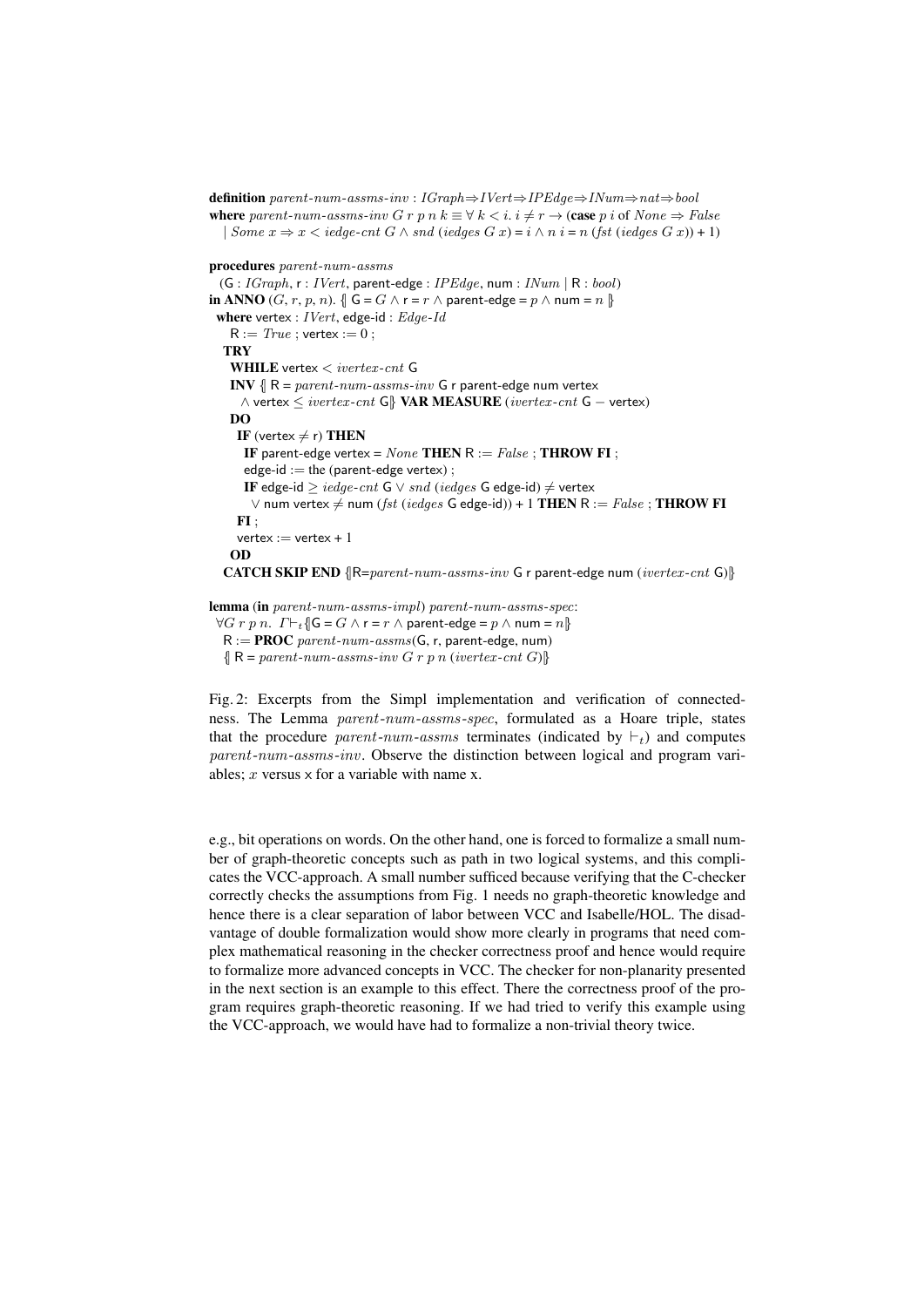```
definition parent-num-assms-inv : IGraph⇒IVert⇒IPEdge⇒INum⇒nat⇒bool
where parent-num-assms-inv G r p n k ≡ ∀ k < i. i ≠ r → (case p i of None ⇒ False
  | Some x ⇒ x < iedge-cnt G ∧ snd (iedges G x) = i ∧ n i = n (fst (iedges G x)) + 1)

procedures parent-num-assms
  (G : IGraph, r : IVert, parent-edge : IPEdge, num : INum | R : bool)
in ANNO (G, r, p, n). {| G = G ∧ r = r ∧ parent-edge = p ∧ num = n |}
 where vertex : IVert, edge-id : Edge-Id
   R := True ; vertex := 0 ;
  TRY
   WHILE vertex < ivertex-cnt G
   INV {| R = parent-num-assms-inv G r parent-edge num vertex
     ∧ vertex ≤ ivertex-cnt G|} VAR MEASURE (ivertex-cnt G − vertex)
   DO
    IF (vertex ≠ r) THEN
     IF parent-edge vertex = None THEN R := False ; THROW FI ;
     edge-id := the (parent-edge vertex) ;
     IF edge-id ≥ iedge-cnt G ∨ snd (iedges G edge-id) ≠ vertex
       ∨ num vertex ≠ num (fst (iedges G edge-id)) + 1 THEN R := False ; THROW FI
    FI ;
    vertex := vertex + 1
   OD
  CATCH SKIP END {|R=parent-num-assms-inv G r parent-edge num (ivertex-cnt G)|}

lemma (in parent-num-assms-impl) parent-num-assms-spec:
 ∀G r p n. Γ⊢t {|G = G ∧ r = r ∧ parent-edge = p ∧ num = n|}
  R := PROC parent-num-assms(G, r, parent-edge, num)
  {| R = parent-num-assms-inv G r p n (ivertex-cnt G)|}
```

Fig. 2: Excerpts from the Simpl implementation and verification of connectedness. The Lemma *parent-num-assms-spec*, formulated as a Hoare triple, states that the procedure *parent-num-assms* terminates (indicated by $\vdash_t$) and computes *parent-num-assms-inv*. Observe the distinction between logical and program variables; $x$ versus x for a variable with name x.

e.g., bit operations on words. On the other hand, one is forced to formalize a small number of graph-theoretic concepts such as path in two logical systems, and this complicates the VCC-approach. A small number sufficed because verifying that the C-checker correctly checks the assumptions from Fig. 1 needs no graph-theoretic knowledge and hence there is a clear separation of labor between VCC and Isabelle/HOL. The disadvantage of double formalization would show more clearly in programs that need complex mathematical reasoning in the checker correctness proof and hence would require to formalize more advanced concepts in VCC. The checker for non-planarity presented in the next section is an example to this effect. There the correctness proof of the program requires graph-theoretic reasoning. If we had tried to verify this example using the VCC-approach, we would have had to formalize a non-trivial theory twice.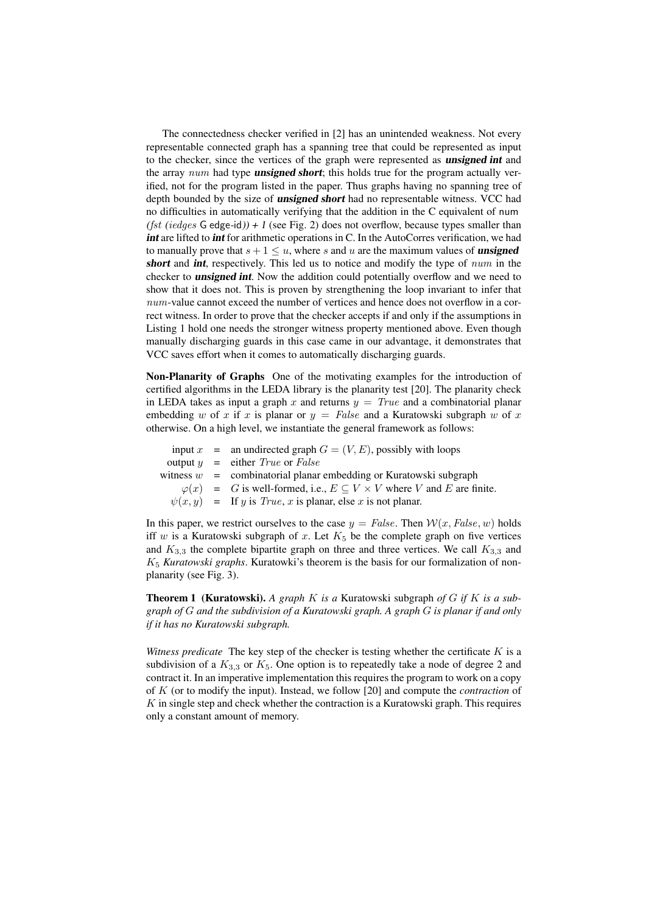The connectedness checker verified in [2] has an unintended weakness. Not every representable connected graph has a spanning tree that could be represented as input to the checker, since the vertices of the graph were represented as ***unsigned int*** and the array *num* had type ***unsigned short***; this holds true for the program actually verified, not for the program listed in the paper. Thus graphs having no spanning tree of depth bounded by the size of ***unsigned short*** had no representable witness. VCC had no difficulties in automatically verifying that the addition in the C equivalent of num *(fst (iedges* G edge-id*)) + 1* (see Fig. 2) does not overflow, because types smaller than ***int*** are lifted to ***int*** for arithmetic operations in C. In the AutoCorres verification, we had to manually prove that $s + 1 \leq u$, where $s$ and $u$ are the maximum values of ***unsigned short*** and ***int***, respectively. This led us to notice and modify the type of *num* in the checker to ***unsigned int***. Now the addition could potentially overflow and we need to show that it does not. This is proven by strengthening the loop invariant to infer that *num*-value cannot exceed the number of vertices and hence does not overflow in a correct witness. In order to prove that the checker accepts if and only if the assumptions in Listing 1 hold one needs the stronger witness property mentioned above. Even though manually discharging guards in this case came in our advantage, it demonstrates that VCC saves effort when it comes to automatically discharging guards.

**Non-Planarity of Graphs** One of the motivating examples for the introduction of certified algorithms in the LEDA library is the planarity test [20]. The planarity check in LEDA takes as input a graph $x$ and returns $y = True$ and a combinatorial planar embedding $w$ of $x$ if $x$ is planar or $y = False$ and a Kuratowski subgraph $w$ of $x$ otherwise. On a high level, we instantiate the general framework as follows:

- input $x$ = an undirected graph $G = (V, E)$, possibly with loops
- output $y$ = either $True$ or $False$
- witness $w$ = combinatorial planar embedding or Kuratowski subgraph
- $\varphi(x)$ = $G$ is well-formed, i.e., $E \subseteq V \times V$ where $V$ and $E$ are finite.
- $\psi(x, y)$ = If $y$ is $True$, $x$ is planar, else $x$ is not planar.

In this paper, we restrict ourselves to the case $y = False$. Then $\mathcal{W}(x, False, w)$ holds iff $w$ is a Kuratowski subgraph of $x$. Let $K_5$ be the complete graph on five vertices and $K_{3,3}$ the complete bipartite graph on three and three vertices. We call $K_{3,3}$ and $K_5$ *Kuratowski graphs*. Kuratowki's theorem is the basis for our formalization of non-planarity (see Fig. 3).

**Theorem 1 (Kuratowski).** *A graph $K$ is a* Kuratowski subgraph *of $G$ if $K$ is a subgraph of $G$ and the subdivision of a Kuratowski graph. A graph $G$ is planar if and only if it has no Kuratowski subgraph.*

*Witness predicate* The key step of the checker is testing whether the certificate $K$ is a subdivision of a $K_{3,3}$ or $K_5$. One option is to repeatedly take a node of degree 2 and contract it. In an imperative implementation this requires the program to work on a copy of $K$ (or to modify the input). Instead, we follow [20] and compute the *contraction* of $K$ in single step and check whether the contraction is a Kuratowski graph. This requires only a constant amount of memory.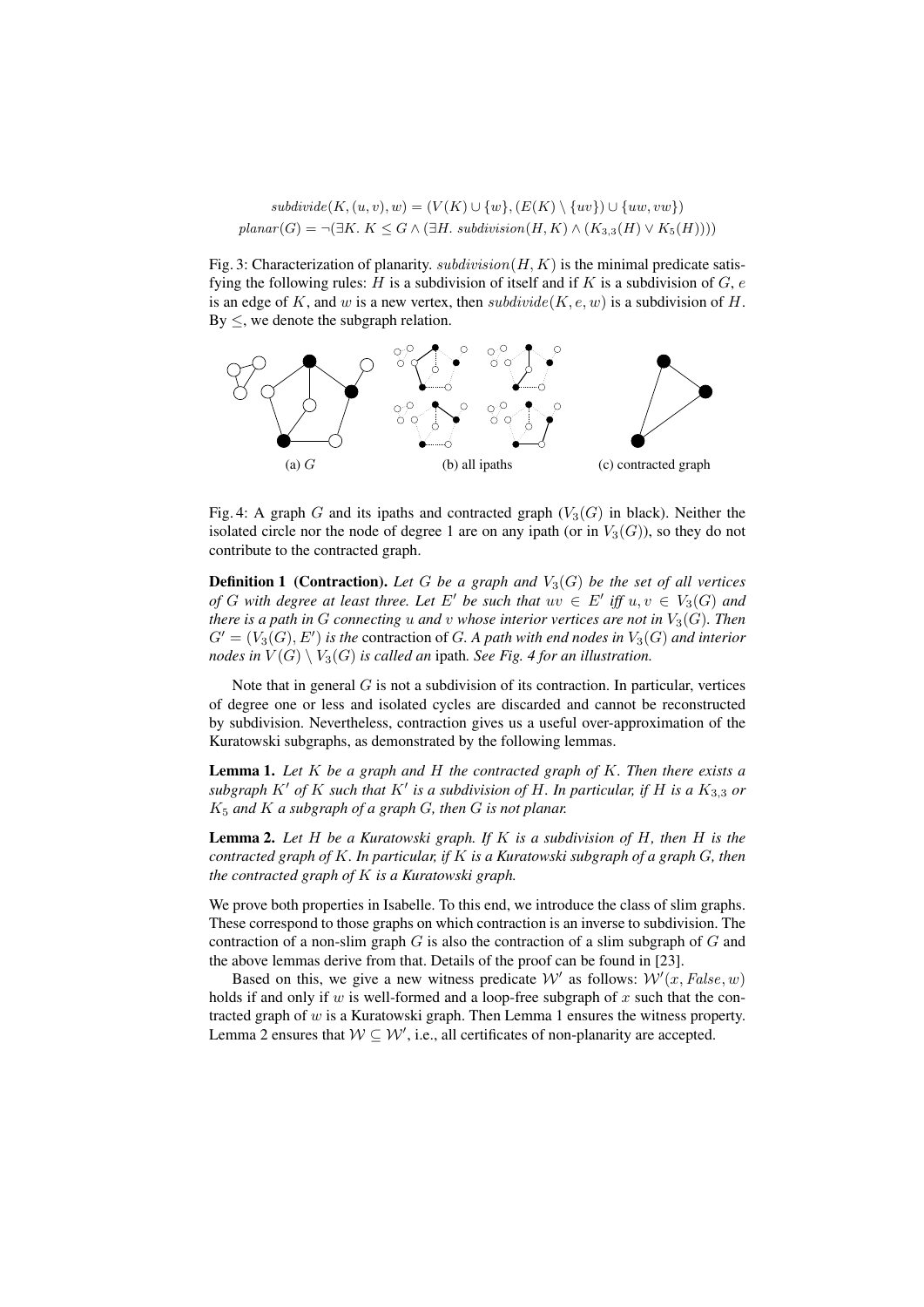$$subdivide(K, (u, v), w) = (V(K) \cup \{w\}, (E(K) \setminus \{uv\}) \cup \{uw, vw\})$$
$$planar(G) = \neg(\exists K.\ K \leq G \wedge (\exists H.\ subdivision(H, K) \wedge (K_{3,3}(H) \vee K_5(H))))$$

Fig. 3: Characterization of planarity. $subdivision(H, K)$ is the minimal predicate satisfying the following rules: $H$ is a subdivision of itself and if $K$ is a subdivision of $G$, $e$ is an edge of $K$, and $w$ is a new vertex, then $subdivide(K, e, w)$ is a subdivision of $H$. By $\leq$, we denote the subgraph relation.

(a) $G$ (b) all ipaths (c) contracted graph

Fig. 4: A graph $G$ and its ipaths and contracted graph ($V_3(G)$ in black). Neither the isolated circle nor the node of degree 1 are on any ipath (or in $V_3(G)$), so they do not contribute to the contracted graph.

**Definition 1 (Contraction).** *Let $G$ be a graph and $V_3(G)$ be the set of all vertices of $G$ with degree at least three. Let $E'$ be such that $uv \in E'$ iff $u, v \in V_3(G)$ and there is a path in $G$ connecting $u$ and $v$ whose interior vertices are not in $V_3(G)$. Then $G' = (V_3(G), E')$ is the* contraction *of $G$. A path with end nodes in $V_3(G)$ and interior nodes in $V(G) \setminus V_3(G)$ is called an* ipath*. See Fig. 4 for an illustration.*

Note that in general $G$ is not a subdivision of its contraction. In particular, vertices of degree one or less and isolated cycles are discarded and cannot be reconstructed by subdivision. Nevertheless, contraction gives us a useful over-approximation of the Kuratowski subgraphs, as demonstrated by the following lemmas.

**Lemma 1.** *Let $K$ be a graph and $H$ the contracted graph of $K$. Then there exists a subgraph $K'$ of $K$ such that $K'$ is a subdivision of $H$. In particular, if $H$ is a $K_{3,3}$ or $K_5$ and $K$ a subgraph of a graph $G$, then $G$ is not planar.*

**Lemma 2.** *Let $H$ be a Kuratowski graph. If $K$ is a subdivision of $H$, then $H$ is the contracted graph of $K$. In particular, if $K$ is a Kuratowski subgraph of a graph $G$, then the contracted graph of $K$ is a Kuratowski graph.*

We prove both properties in Isabelle. To this end, we introduce the class of slim graphs. These correspond to those graphs on which contraction is an inverse to subdivision. The contraction of a non-slim graph $G$ is also the contraction of a slim subgraph of $G$ and the above lemmas derive from that. Details of the proof can be found in [23].

Based on this, we give a new witness predicate $\mathcal{W}'$ as follows: $\mathcal{W}'(x, False, w)$ holds if and only if $w$ is well-formed and a loop-free subgraph of $x$ such that the contracted graph of $w$ is a Kuratowski graph. Then Lemma 1 ensures the witness property. Lemma 2 ensures that $\mathcal{W} \subseteq \mathcal{W}'$, i.e., all certificates of non-planarity are accepted.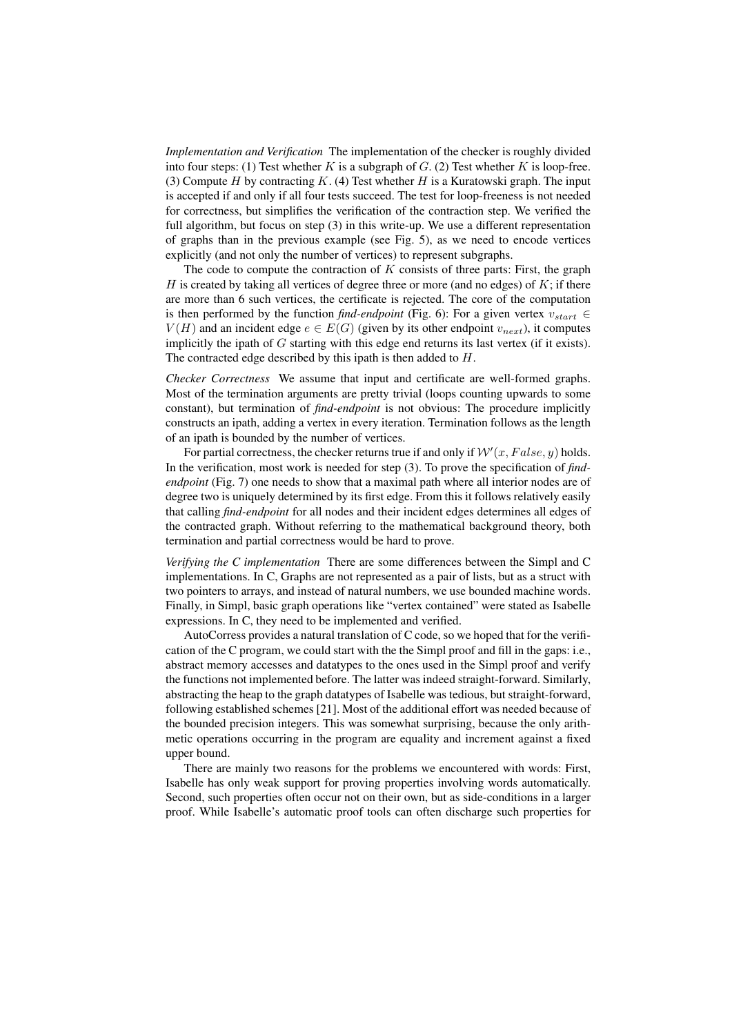*Implementation and Verification* The implementation of the checker is roughly divided into four steps: (1) Test whether $K$ is a subgraph of $G$. (2) Test whether $K$ is loop-free. (3) Compute $H$ by contracting $K$. (4) Test whether $H$ is a Kuratowski graph. The input is accepted if and only if all four tests succeed. The test for loop-freeness is not needed for correctness, but simplifies the verification of the contraction step. We verified the full algorithm, but focus on step (3) in this write-up. We use a different representation of graphs than in the previous example (see Fig. 5), as we need to encode vertices explicitly (and not only the number of vertices) to represent subgraphs.

The code to compute the contraction of $K$ consists of three parts: First, the graph $H$ is created by taking all vertices of degree three or more (and no edges) of $K$; if there are more than 6 such vertices, the certificate is rejected. The core of the computation is then performed by the function *find-endpoint* (Fig. 6): For a given vertex $v_{start} \in V(H)$ and an incident edge $e \in E(G)$ (given by its other endpoint $v_{next}$), it computes implicitly the ipath of $G$ starting with this edge end returns its last vertex (if it exists). The contracted edge described by this ipath is then added to $H$.

*Checker Correctness* We assume that input and certificate are well-formed graphs. Most of the termination arguments are pretty trivial (loops counting upwards to some constant), but termination of *find-endpoint* is not obvious: The procedure implicitly constructs an ipath, adding a vertex in every iteration. Termination follows as the length of an ipath is bounded by the number of vertices.

For partial correctness, the checker returns true if and only if $\mathcal{W}'(x, False, y)$ holds. In the verification, most work is needed for step (3). To prove the specification of *find-endpoint* (Fig. 7) one needs to show that a maximal path where all interior nodes are of degree two is uniquely determined by its first edge. From this it follows relatively easily that calling *find-endpoint* for all nodes and their incident edges determines all edges of the contracted graph. Without referring to the mathematical background theory, both termination and partial correctness would be hard to prove.

*Verifying the C implementation* There are some differences between the Simpl and C implementations. In C, Graphs are not represented as a pair of lists, but as a struct with two pointers to arrays, and instead of natural numbers, we use bounded machine words. Finally, in Simpl, basic graph operations like "vertex contained" were stated as Isabelle expressions. In C, they need to be implemented and verified.

AutoCorress provides a natural translation of C code, so we hoped that for the verification of the C program, we could start with the the Simpl proof and fill in the gaps: i.e., abstract memory accesses and datatypes to the ones used in the Simpl proof and verify the functions not implemented before. The latter was indeed straight-forward. Similarly, abstracting the heap to the graph datatypes of Isabelle was tedious, but straight-forward, following established schemes [21]. Most of the additional effort was needed because of the bounded precision integers. This was somewhat surprising, because the only arithmetic operations occurring in the program are equality and increment against a fixed upper bound.

There are mainly two reasons for the problems we encountered with words: First, Isabelle has only weak support for proving properties involving words automatically. Second, such properties often occur not on their own, but as side-conditions in a larger proof. While Isabelle's automatic proof tools can often discharge such properties for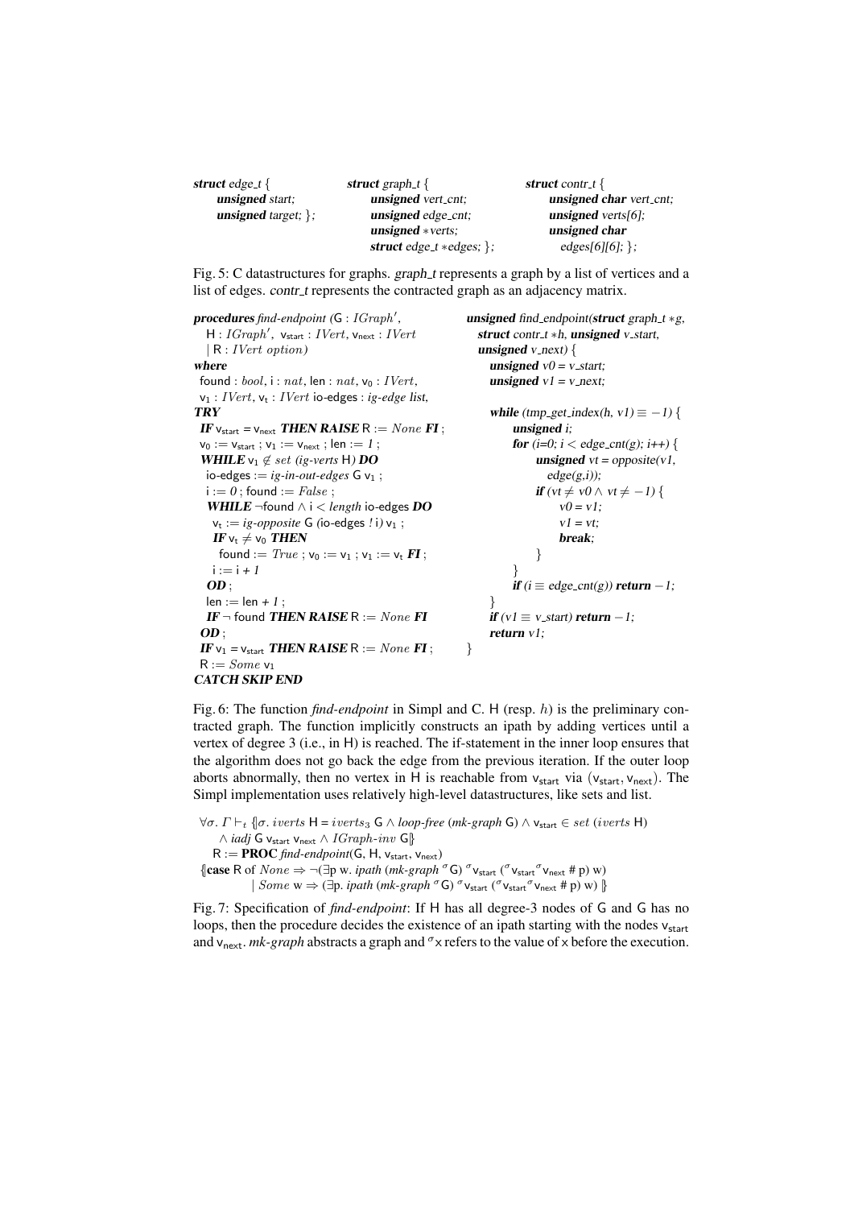```c
struct edge_t {
    unsigned start;
    unsigned target; };

struct graph_t {
    unsigned vert_cnt;
    unsigned edge_cnt;
    unsigned *verts;
    struct edge_t *edges; };

struct contr_t {
    unsigned char vert_cnt;
    unsigned verts[6];
    unsigned char
      edges[6][6]; };
```

Fig. 5: C datastructures for graphs. *graph_t* represents a graph by a list of vertices and a list of edges. *contr_t* represents the contracted graph as an adjacency matrix.

```
procedures find-endpoint (G : IGraph',
   H : IGraph', v_start : IVert, v_next : IVert
   | R : IVert option)
where
 found : bool, i : nat, len : nat, v_0 : IVert,
 v_1 : IVert, v_t : IVert io-edges : ig-edge list,
TRY
 IF v_start = v_next THEN RAISE R := None FI ;
 v_0 := v_start ; v_1 := v_next ; len := 1 ;
 WHILE v_1 ∉ set (ig-verts H) DO
  io-edges := ig-in-out-edges G v_1 ;
  i := 0 ; found := False ;
  WHILE ¬found ∧ i < length io-edges DO
   v_t := ig-opposite G (io-edges ! i) v_1 ;
   IF v_t ≠ v_0 THEN
    found := True ; v_0 := v_1 ; v_1 := v_t FI ;
   i := i + 1
  OD ;
  len := len + 1 ;
  IF ¬ found THEN RAISE R := None FI
 OD ;
 IF v_1 = v_start THEN RAISE R := None FI ;
 R := Some v_1
CATCH SKIP END
```

```c
unsigned find_endpoint(struct graph_t *g,
  struct contr_t *h, unsigned v_start,
  unsigned v_next) {
    unsigned v0 = v_start;
    unsigned v1 = v_next;

    while (tmp_get_index(h, v1) ≡ −1) {
        unsigned i;
        for (i=0; i < edge_cnt(g); i++) {
            unsigned vt = opposite(v1,
              edge(g,i));
            if (vt ≠ v0 ∧ vt ≠ −1) {
                v0 = v1;
                v1 = vt;
                break;
            }
        }
        if (i ≡ edge_cnt(g)) return −1;
    }
    if (v1 ≡ v_start) return −1;
    return v1;
}
```

Fig. 6: The function *find-endpoint* in Simpl and C. H (resp. $h$) is the preliminary contracted graph. The function implicitly constructs an ipath by adding vertices until a vertex of degree 3 (i.e., in H) is reached. The if-statement in the inner loop ensures that the algorithm does not go back the edge from the previous iteration. If the outer loop aborts abnormally, then no vertex in H is reachable from $v_{start}$ via $(v_{start}, v_{next})$. The Simpl implementation uses relatively high-level datastructures, like sets and list.

$$\forall \sigma.\ \Gamma \vdash_t \{\!|\sigma.\ iverts\ \mathsf{H} = iverts_3\ \mathsf{G} \wedge \textit{loop-free}\ (\textit{mk-graph}\ \mathsf{G}) \wedge \mathsf{v}_{\mathsf{start}} \in set\ (iverts\ \mathsf{H}) \wedge \textit{iadj}\ \mathsf{G}\ \mathsf{v}_{\mathsf{start}}\ \mathsf{v}_{\mathsf{next}} \wedge \textit{IGraph-inv}\ \mathsf{G}|\!\}$$
$$\mathsf{R} := \textbf{PROC}\ \textit{find-endpoint}(\mathsf{G}, \mathsf{H}, \mathsf{v}_{\mathsf{start}}, \mathsf{v}_{\mathsf{next}})$$
$$\{\!|\textbf{case}\ \mathsf{R}\ \text{of}\ None \Rightarrow \neg(\exists \text{p w. } \textit{ipath}\ (\textit{mk-graph}\ {}^{\sigma}\mathsf{G})\ {}^{\sigma}\mathsf{v}_{\mathsf{start}}\ ({}^{\sigma}\mathsf{v}_{\mathsf{start}}\,{}^{\sigma}\mathsf{v}_{\mathsf{next}}\ \#\ \text{p})\ \text{w}) \mid Some\ \text{w} \Rightarrow (\exists \text{p. } \textit{ipath}\ (\textit{mk-graph}\ {}^{\sigma}\mathsf{G})\ {}^{\sigma}\mathsf{v}_{\mathsf{start}}\ ({}^{\sigma}\mathsf{v}_{\mathsf{start}}\,{}^{\sigma}\mathsf{v}_{\mathsf{next}}\ \#\ \text{p})\ \text{w})\ |\!\}$$

Fig. 7: Specification of *find-endpoint*: If H has all degree-3 nodes of G and G has no loops, then the procedure decides the existence of an ipath starting with the nodes $v_{start}$ and $v_{next}$. *mk-graph* abstracts a graph and ${}^{\sigma}x$ refers to the value of x before the execution.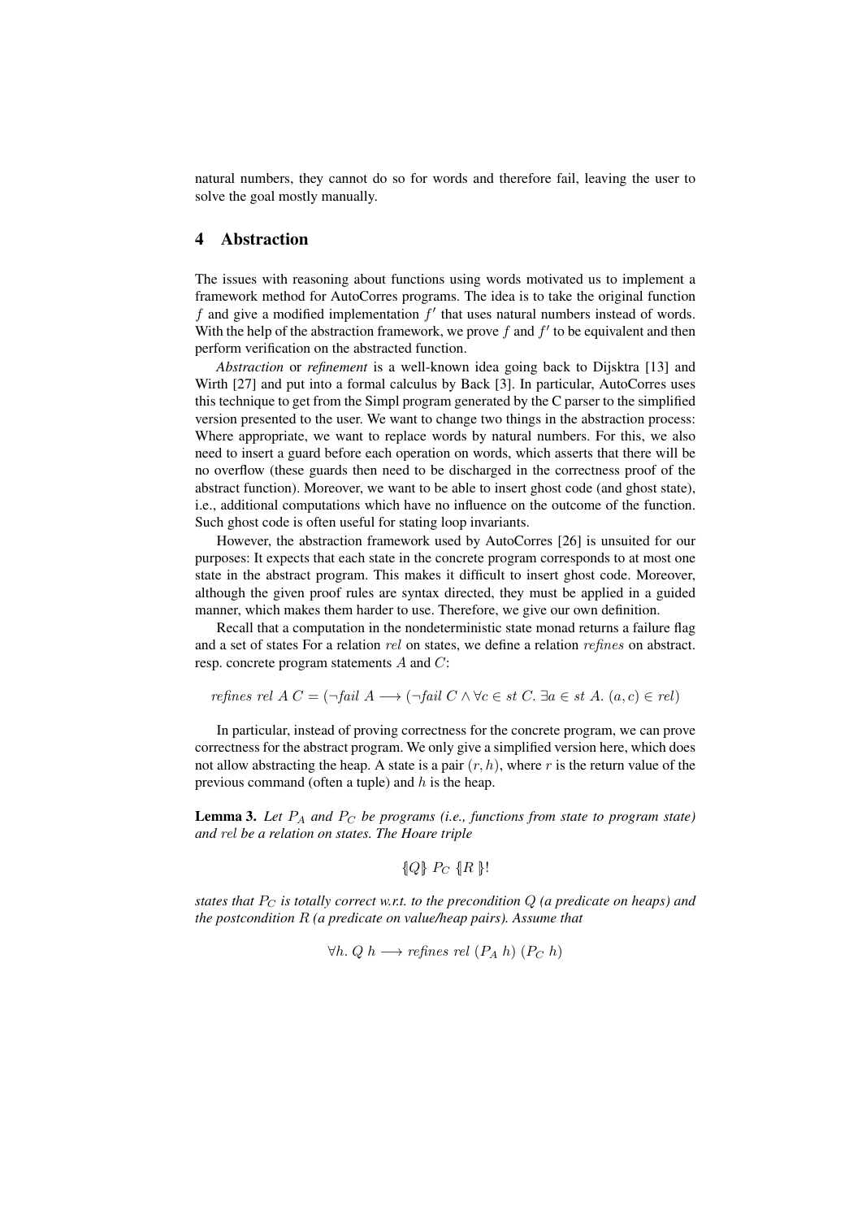natural numbers, they cannot do so for words and therefore fail, leaving the user to solve the goal mostly manually.

## 4 Abstraction

The issues with reasoning about functions using words motivated us to implement a framework method for AutoCorres programs. The idea is to take the original function $f$ and give a modified implementation $f'$ that uses natural numbers instead of words. With the help of the abstraction framework, we prove $f$ and $f'$ to be equivalent and then perform verification on the abstracted function.

*Abstraction* or *refinement* is a well-known idea going back to Dijsktra [13] and Wirth [27] and put into a formal calculus by Back [3]. In particular, AutoCorres uses this technique to get from the Simpl program generated by the C parser to the simplified version presented to the user. We want to change two things in the abstraction process: Where appropriate, we want to replace words by natural numbers. For this, we also need to insert a guard before each operation on words, which asserts that there will be no overflow (these guards then need to be discharged in the correctness proof of the abstract function). Moreover, we want to be able to insert ghost code (and ghost state), i.e., additional computations which have no influence on the outcome of the function. Such ghost code is often useful for stating loop invariants.

However, the abstraction framework used by AutoCorres [26] is unsuited for our purposes: It expects that each state in the concrete program corresponds to at most one state in the abstract program. This makes it difficult to insert ghost code. Moreover, although the given proof rules are syntax directed, they must be applied in a guided manner, which makes them harder to use. Therefore, we give our own definition.

Recall that a computation in the nondeterministic state monad returns a failure flag and a set of states For a relation $rel$ on states, we define a relation $refines$ on abstract. resp. concrete program statements $A$ and $C$:

$$refines\ rel\ A\ C = (\neg fail\ A \longrightarrow (\neg fail\ C \land \forall c \in st\ C.\ \exists a \in st\ A.\ (a, c) \in rel)$$

In particular, instead of proving correctness for the concrete program, we can prove correctness for the abstract program. We only give a simplified version here, which does not allow abstracting the heap. A state is a pair $(r, h)$, where $r$ is the return value of the previous command (often a tuple) and $h$ is the heap.

**Lemma 3.** *Let $P_A$ and $P_C$ be programs (i.e., functions from state to program state) and $rel$ be a relation on states. The Hoare triple*

$$\{\!|Q|\!\}\ P_C\ \{\!|R\ |\!\}!$$

*states that $P_C$ is totally correct w.r.t. to the precondition $Q$ (a predicate on heaps) and the postcondition $R$ (a predicate on value/heap pairs). Assume that*

$$\forall h.\ Q\ h \longrightarrow refines\ rel\ (P_A\ h)\ (P_C\ h)$$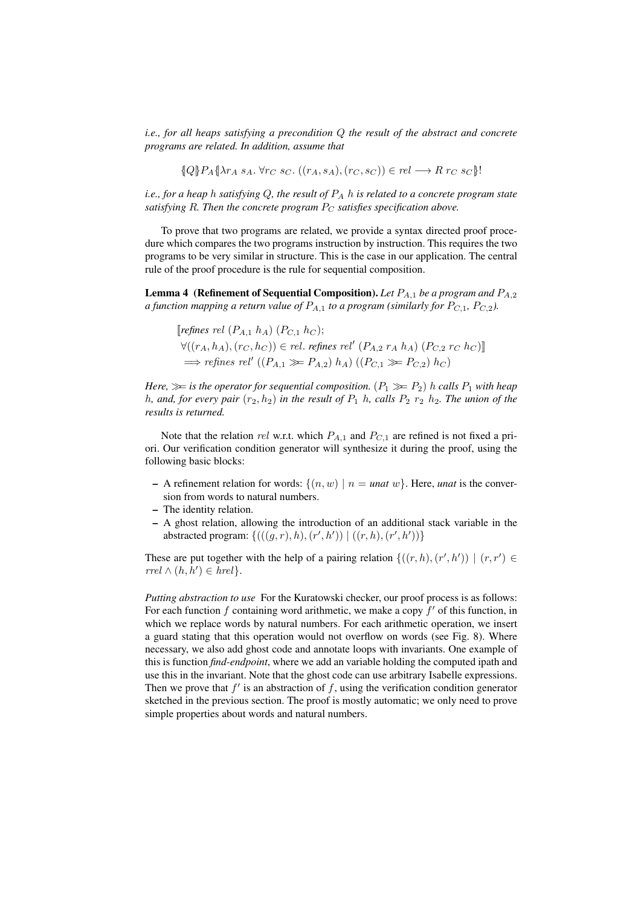*i.e., for all heaps satisfying a precondition $Q$ the result of the abstract and concrete programs are related. In addition, assume that*

$$\{\!|Q|\!\} P_A \{\!|\lambda r_A\ s_A.\ \forall r_C\ s_C.\ ((r_A, s_A), (r_C, s_C)) \in rel \longrightarrow R\ r_C\ s_C|\!\}!$$

*i.e., for a heap $h$ satisfying $Q$, the result of $P_A\ h$ is related to a concrete program state satisfying $R$. Then the concrete program $P_C$ satisfies specification above.*

To prove that two programs are related, we provide a syntax directed proof procedure which compares the two programs instruction by instruction. This requires the two programs to be very similar in structure. This is the case in our application. The central rule of the proof procedure is the rule for sequential composition.

**Lemma 4 (Refinement of Sequential Composition).** *Let $P_{A,1}$ be a program and $P_{A,2}$ a function mapping a return value of $P_{A,1}$ to a program (similarly for $P_{C,1}$, $P_{C,2}$).*

$$\begin{aligned}
&[\![\textit{refines}\ rel\ (P_{A,1}\ h_A)\ (P_{C,1}\ h_C);\\
&\ \forall ((r_A, h_A), (r_C, h_C)) \in rel.\ \textit{refines}\ rel'\ (P_{A,2}\ r_A\ h_A)\ (P_{C,2}\ r_C\ h_C)]\!]\\
&\ \Longrightarrow \textit{refines}\ rel'\ ((P_{A,1} \ggg P_{A,2})\ h_A)\ ((P_{C,1} \ggg P_{C,2})\ h_C)
\end{aligned}$$

*Here, $\ggg$ is the operator for sequential composition. $(P_1 \ggg P_2)\ h$ calls $P_1$ with heap $h$, and, for every pair $(r_2, h_2)$ in the result of $P_1\ h$, calls $P_2\ r_2\ h_2$. The union of the results is returned.*

Note that the relation $rel$ w.r.t. which $P_{A,1}$ and $P_{C,1}$ are refined is not fixed a priori. Our verification condition generator will synthesize it during the proof, using the following basic blocks:

- A refinement relation for words: $\{(n, w) \mid n = \textit{unat}\ w\}$. Here, *unat* is the conversion from words to natural numbers.
- The identity relation.
- A ghost relation, allowing the introduction of an additional stack variable in the abstracted program: $\{(((g, r), h), (r', h')) \mid ((r, h), (r', h'))\}$

These are put together with the help of a pairing relation $\{((r, h), (r', h')) \mid (r, r') \in rrel \wedge (h, h') \in hrel\}$.

*Putting abstraction to use* For the Kuratowski checker, our proof process is as follows: For each function $f$ containing word arithmetic, we make a copy $f'$ of this function, in which we replace words by natural numbers. For each arithmetic operation, we insert a guard stating that this operation would not overflow on words (see Fig. 8). Where necessary, we also add ghost code and annotate loops with invariants. One example of this is function *find-endpoint*, where we add an variable holding the computed ipath and use this in the invariant. Note that the ghost code can use arbitrary Isabelle expressions. Then we prove that $f'$ is an abstraction of $f$, using the verification condition generator sketched in the previous section. The proof is mostly automatic; we only need to prove simple properties about words and natural numbers.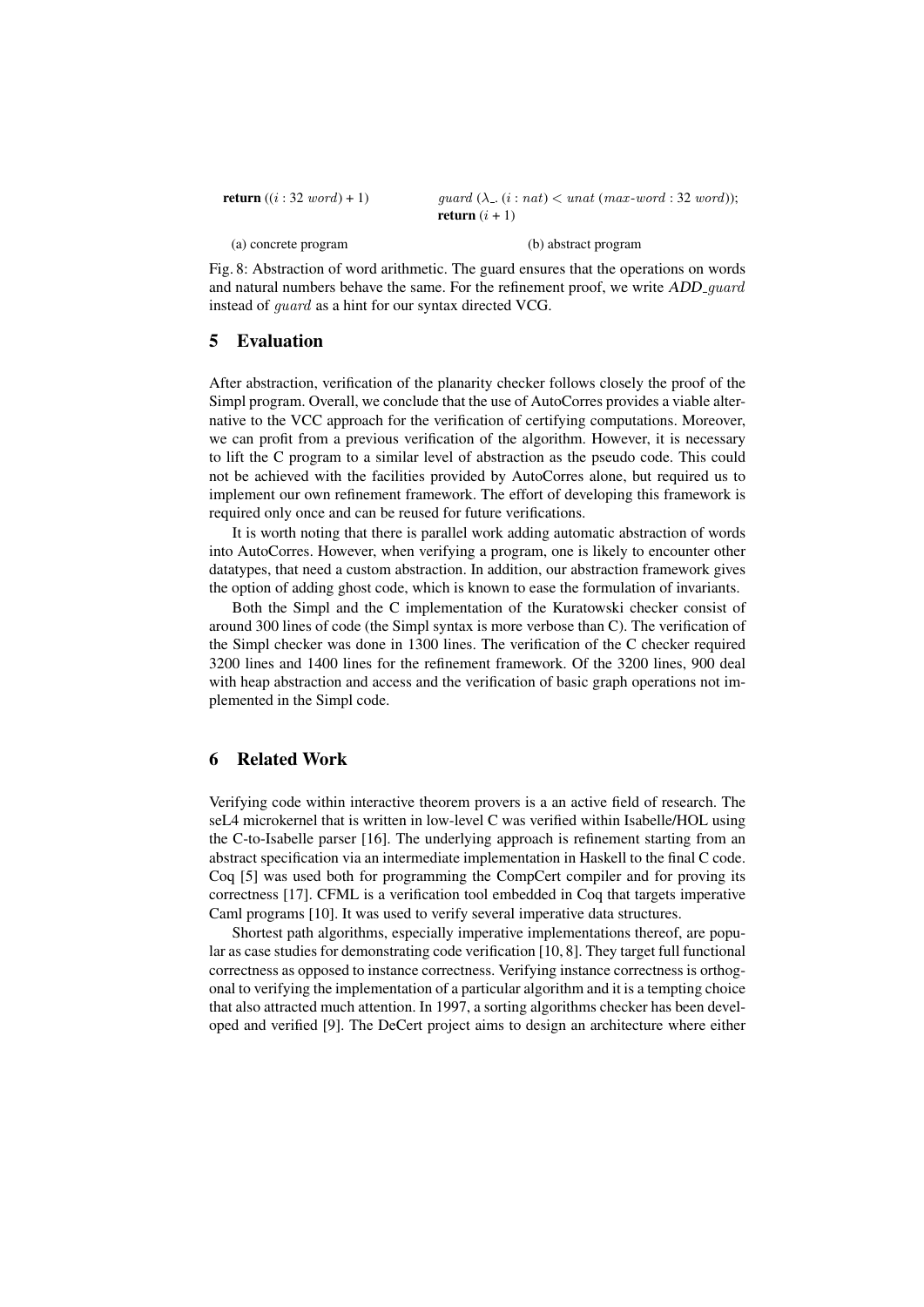| | |
|---|---|
| **return** $((i : 32\ word) + 1)$ | $guard\ (\lambda\_.\ (i : nat) < unat\ (max\text{-}word : 32\ word))$; **return** $(i + 1)$ |
| (a) concrete program | (b) abstract program |

Fig. 8: Abstraction of word arithmetic. The guard ensures that the operations on words and natural numbers behave the same. For the refinement proof, we write *ADD_guard* instead of *guard* as a hint for our syntax directed VCG.

## 5 Evaluation

After abstraction, verification of the planarity checker follows closely the proof of the Simpl program. Overall, we conclude that the use of AutoCorres provides a viable alternative to the VCC approach for the verification of certifying computations. Moreover, we can profit from a previous verification of the algorithm. However, it is necessary to lift the C program to a similar level of abstraction as the pseudo code. This could not be achieved with the facilities provided by AutoCorres alone, but required us to implement our own refinement framework. The effort of developing this framework is required only once and can be reused for future verifications.

It is worth noting that there is parallel work adding automatic abstraction of words into AutoCorres. However, when verifying a program, one is likely to encounter other datatypes, that need a custom abstraction. In addition, our abstraction framework gives the option of adding ghost code, which is known to ease the formulation of invariants.

Both the Simpl and the C implementation of the Kuratowski checker consist of around 300 lines of code (the Simpl syntax is more verbose than C). The verification of the Simpl checker was done in 1300 lines. The verification of the C checker required 3200 lines and 1400 lines for the refinement framework. Of the 3200 lines, 900 deal with heap abstraction and access and the verification of basic graph operations not implemented in the Simpl code.

## 6 Related Work

Verifying code within interactive theorem provers is a an active field of research. The seL4 microkernel that is written in low-level C was verified within Isabelle/HOL using the C-to-Isabelle parser [16]. The underlying approach is refinement starting from an abstract specification via an intermediate implementation in Haskell to the final C code. Coq [5] was used both for programming the CompCert compiler and for proving its correctness [17]. CFML is a verification tool embedded in Coq that targets imperative Caml programs [10]. It was used to verify several imperative data structures.

Shortest path algorithms, especially imperative implementations thereof, are popular as case studies for demonstrating code verification [10, 8]. They target full functional correctness as opposed to instance correctness. Verifying instance correctness is orthogonal to verifying the implementation of a particular algorithm and it is a tempting choice that also attracted much attention. In 1997, a sorting algorithms checker has been developed and verified [9]. The DeCert project aims to design an architecture where either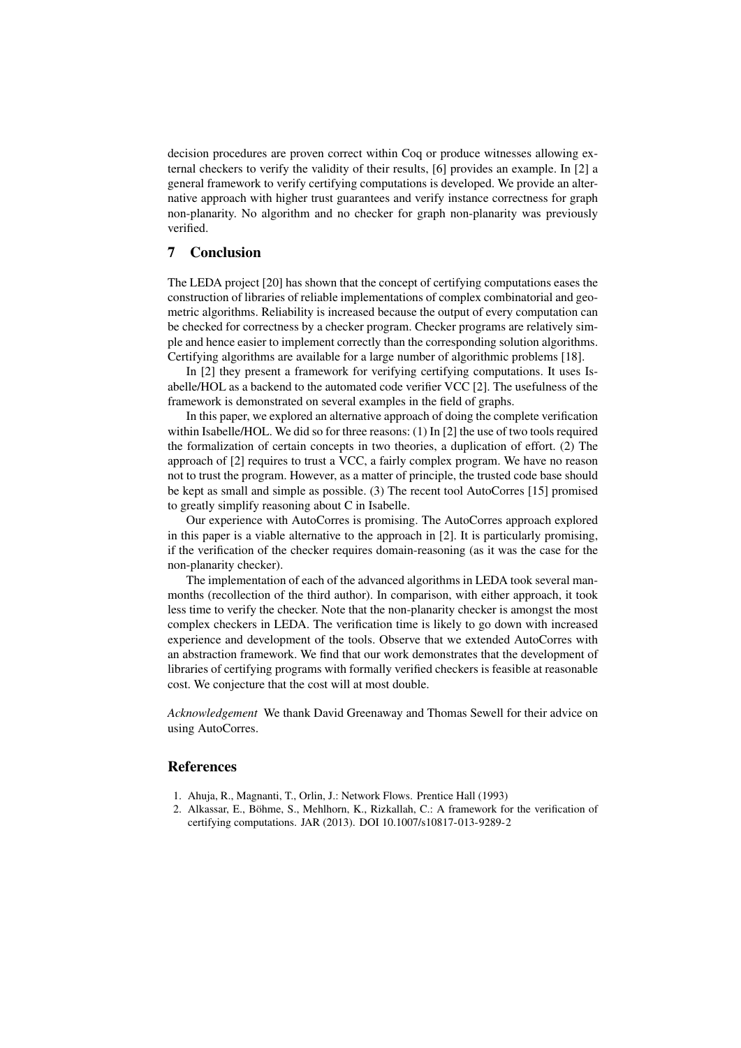decision procedures are proven correct within Coq or produce witnesses allowing external checkers to verify the validity of their results, [6] provides an example. In [2] a general framework to verify certifying computations is developed. We provide an alternative approach with higher trust guarantees and verify instance correctness for graph non-planarity. No algorithm and no checker for graph non-planarity was previously verified.

## 7 Conclusion

The LEDA project [20] has shown that the concept of certifying computations eases the construction of libraries of reliable implementations of complex combinatorial and geometric algorithms. Reliability is increased because the output of every computation can be checked for correctness by a checker program. Checker programs are relatively simple and hence easier to implement correctly than the corresponding solution algorithms. Certifying algorithms are available for a large number of algorithmic problems [18].

In [2] they present a framework for verifying certifying computations. It uses Isabelle/HOL as a backend to the automated code verifier VCC [2]. The usefulness of the framework is demonstrated on several examples in the field of graphs.

In this paper, we explored an alternative approach of doing the complete verification within Isabelle/HOL. We did so for three reasons: (1) In [2] the use of two tools required the formalization of certain concepts in two theories, a duplication of effort. (2) The approach of [2] requires to trust a VCC, a fairly complex program. We have no reason not to trust the program. However, as a matter of principle, the trusted code base should be kept as small and simple as possible. (3) The recent tool AutoCorres [15] promised to greatly simplify reasoning about C in Isabelle.

Our experience with AutoCorres is promising. The AutoCorres approach explored in this paper is a viable alternative to the approach in [2]. It is particularly promising, if the verification of the checker requires domain-reasoning (as it was the case for the non-planarity checker).

The implementation of each of the advanced algorithms in LEDA took several man-months (recollection of the third author). In comparison, with either approach, it took less time to verify the checker. Note that the non-planarity checker is amongst the most complex checkers in LEDA. The verification time is likely to go down with increased experience and development of the tools. Observe that we extended AutoCorres with an abstraction framework. We find that our work demonstrates that the development of libraries of certifying programs with formally verified checkers is feasible at reasonable cost. We conjecture that the cost will at most double.

*Acknowledgement* We thank David Greenaway and Thomas Sewell for their advice on using AutoCorres.

## References

1. Ahuja, R., Magnanti, T., Orlin, J.: Network Flows. Prentice Hall (1993)
2. Alkassar, E., Böhme, S., Mehlhorn, K., Rizkallah, C.: A framework for the verification of certifying computations. JAR (2013). DOI 10.1007/s10817-013-9289-2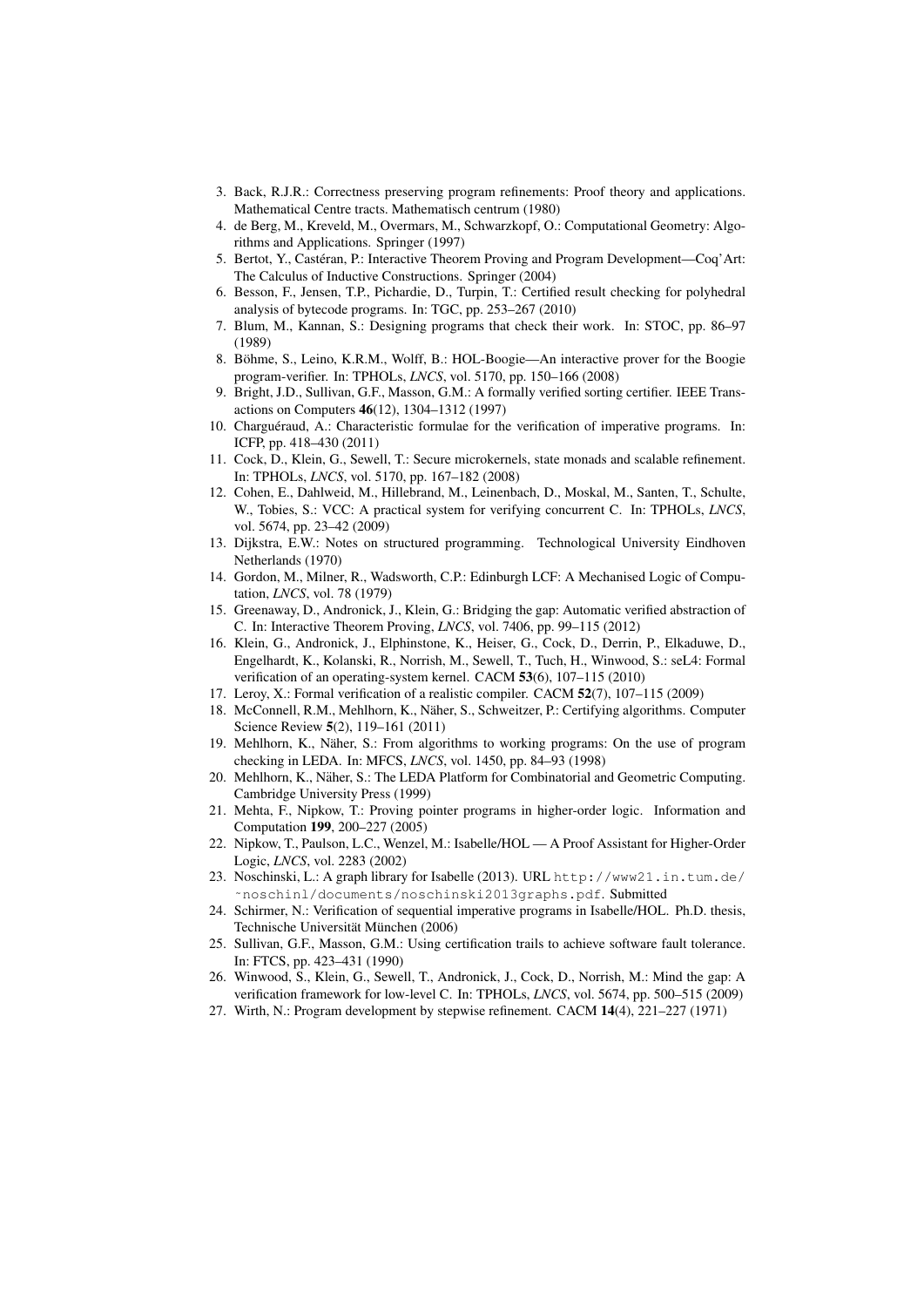3. Back, R.J.R.: Correctness preserving program refinements: Proof theory and applications. Mathematical Centre tracts. Mathematisch centrum (1980)
4. de Berg, M., Kreveld, M., Overmars, M., Schwarzkopf, O.: Computational Geometry: Algorithms and Applications. Springer (1997)
5. Bertot, Y., Castéran, P.: Interactive Theorem Proving and Program Development—Coq'Art: The Calculus of Inductive Constructions. Springer (2004)
6. Besson, F., Jensen, T.P., Pichardie, D., Turpin, T.: Certified result checking for polyhedral analysis of bytecode programs. In: TGC, pp. 253–267 (2010)
7. Blum, M., Kannan, S.: Designing programs that check their work. In: STOC, pp. 86–97 (1989)
8. Böhme, S., Leino, K.R.M., Wolff, B.: HOL-Boogie—An interactive prover for the Boogie program-verifier. In: TPHOLs, *LNCS*, vol. 5170, pp. 150–166 (2008)
9. Bright, J.D., Sullivan, G.F., Masson, G.M.: A formally verified sorting certifier. IEEE Transactions on Computers **46**(12), 1304–1312 (1997)
10. Charguéraud, A.: Characteristic formulae for the verification of imperative programs. In: ICFP, pp. 418–430 (2011)
11. Cock, D., Klein, G., Sewell, T.: Secure microkernels, state monads and scalable refinement. In: TPHOLs, *LNCS*, vol. 5170, pp. 167–182 (2008)
12. Cohen, E., Dahlweid, M., Hillebrand, M., Leinenbach, D., Moskal, M., Santen, T., Schulte, W., Tobies, S.: VCC: A practical system for verifying concurrent C. In: TPHOLs, *LNCS*, vol. 5674, pp. 23–42 (2009)
13. Dijkstra, E.W.: Notes on structured programming. Technological University Eindhoven Netherlands (1970)
14. Gordon, M., Milner, R., Wadsworth, C.P.: Edinburgh LCF: A Mechanised Logic of Computation, *LNCS*, vol. 78 (1979)
15. Greenaway, D., Andronick, J., Klein, G.: Bridging the gap: Automatic verified abstraction of C. In: Interactive Theorem Proving, *LNCS*, vol. 7406, pp. 99–115 (2012)
16. Klein, G., Andronick, J., Elphinstone, K., Heiser, G., Cock, D., Derrin, P., Elkaduwe, D., Engelhardt, K., Kolanski, R., Norrish, M., Sewell, T., Tuch, H., Winwood, S.: seL4: Formal verification of an operating-system kernel. CACM **53**(6), 107–115 (2010)
17. Leroy, X.: Formal verification of a realistic compiler. CACM **52**(7), 107–115 (2009)
18. McConnell, R.M., Mehlhorn, K., Näher, S., Schweitzer, P.: Certifying algorithms. Computer Science Review **5**(2), 119–161 (2011)
19. Mehlhorn, K., Näher, S.: From algorithms to working programs: On the use of program checking in LEDA. In: MFCS, *LNCS*, vol. 1450, pp. 84–93 (1998)
20. Mehlhorn, K., Näher, S.: The LEDA Platform for Combinatorial and Geometric Computing. Cambridge University Press (1999)
21. Mehta, F., Nipkow, T.: Proving pointer programs in higher-order logic. Information and Computation **199**, 200–227 (2005)
22. Nipkow, T., Paulson, L.C., Wenzel, M.: Isabelle/HOL — A Proof Assistant for Higher-Order Logic, *LNCS*, vol. 2283 (2002)
23. Noschinski, L.: A graph library for Isabelle (2013). URL `http://www21.in.tum.de/~noschinl/documents/noschinski2013graphs.pdf`. Submitted
24. Schirmer, N.: Verification of sequential imperative programs in Isabelle/HOL. Ph.D. thesis, Technische Universität München (2006)
25. Sullivan, G.F., Masson, G.M.: Using certification trails to achieve software fault tolerance. In: FTCS, pp. 423–431 (1990)
26. Winwood, S., Klein, G., Sewell, T., Andronick, J., Cock, D., Norrish, M.: Mind the gap: A verification framework for low-level C. In: TPHOLs, *LNCS*, vol. 5674, pp. 500–515 (2009)
27. Wirth, N.: Program development by stepwise refinement. CACM **14**(4), 221–227 (1971)